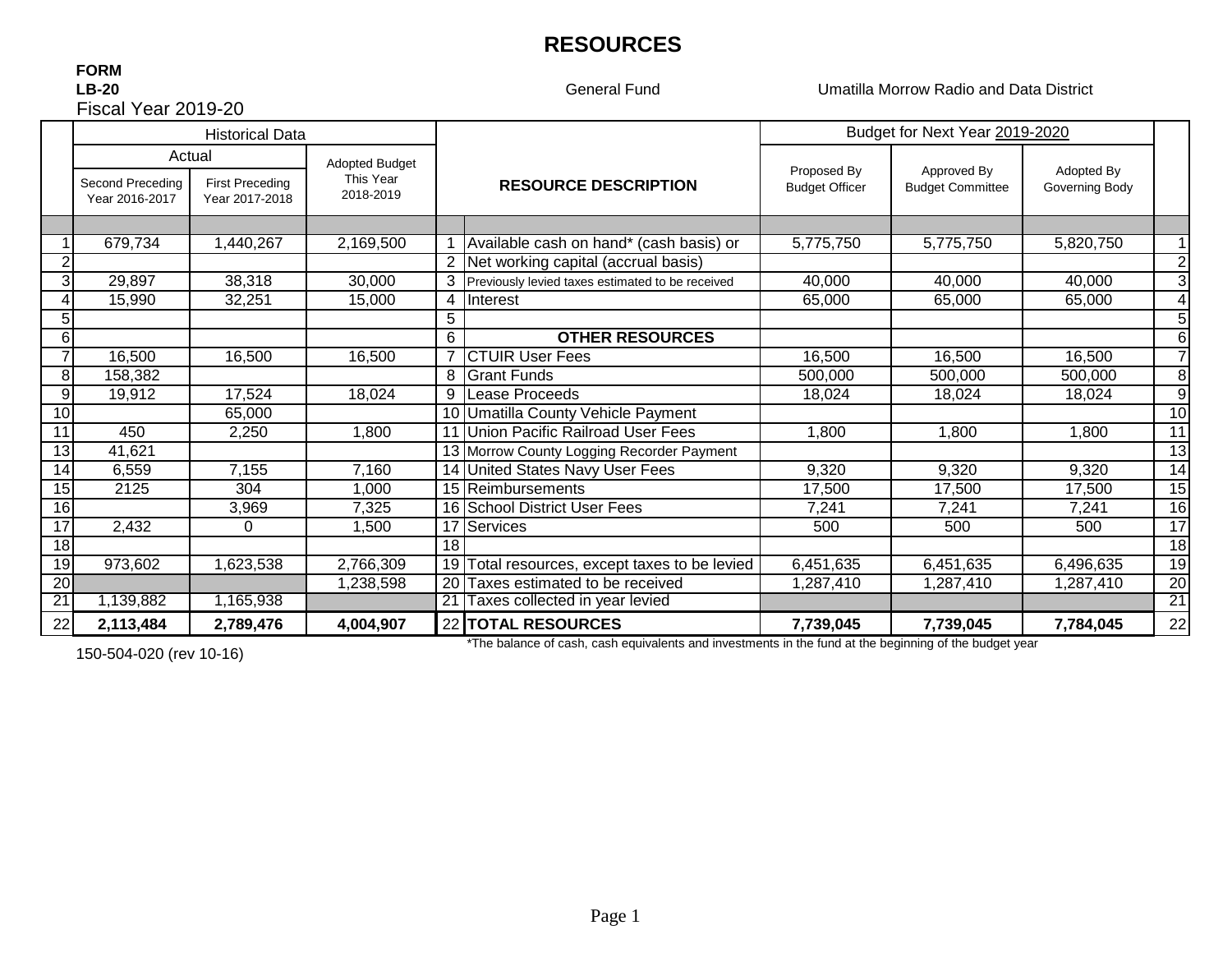# RESOURCES

**FORM**
**LB-20**
Fiscal Year 2019-20

General Fund

Umatilla Morrow Radio and Data District

| | Historical Data | | | | | Budget for Next Year 2019-2020 | | | |
|---|---|---|---|---|---|---|---|---|---|
| | Actual | | Adopted Budget This Year 2018-2019 | | RESOURCE DESCRIPTION | Proposed By Budget Officer | Approved By Budget Committee | Adopted By Governing Body | |
| | Second Preceding Year 2016-2017 | First Preceding Year 2017-2018 | | | | | | | |
| 1 | 679,734 | 1,440,267 | 2,169,500 | 1 | Available cash on hand* (cash basis) or | 5,775,750 | 5,775,750 | 5,820,750 | 1 |
| 2 | | | | 2 | Net working capital (accrual basis) | | | | 2 |
| 3 | 29,897 | 38,318 | 30,000 | 3 | Previously levied taxes estimated to be received | 40,000 | 40,000 | 40,000 | 3 |
| 4 | 15,990 | 32,251 | 15,000 | 4 | Interest | 65,000 | 65,000 | 65,000 | 4 |
| 5 | | | | 5 | | | | | 5 |
| 6 | | | | 6 | **OTHER RESOURCES** | | | | 6 |
| 7 | 16,500 | 16,500 | 16,500 | 7 | CTUIR User Fees | 16,500 | 16,500 | 16,500 | 7 |
| 8 | 158,382 | | | 8 | Grant Funds | 500,000 | 500,000 | 500,000 | 8 |
| 9 | 19,912 | 17,524 | 18,024 | 9 | Lease Proceeds | 18,024 | 18,024 | 18,024 | 9 |
| 10 | | 65,000 | | 10 | Umatilla County Vehicle Payment | | | | 10 |
| 11 | 450 | 2,250 | 1,800 | 11 | Union Pacific Railroad User Fees | 1,800 | 1,800 | 1,800 | 11 |
| 13 | 41,621 | | | 13 | Morrow County Logging Recorder Payment | | | | 13 |
| 14 | 6,559 | 7,155 | 7,160 | 14 | United States Navy User Fees | 9,320 | 9,320 | 9,320 | 14 |
| 15 | 2125 | 304 | 1,000 | 15 | Reimbursements | 17,500 | 17,500 | 17,500 | 15 |
| 16 | | 3,969 | 7,325 | 16 | School District User Fees | 7,241 | 7,241 | 7,241 | 16 |
| 17 | 2,432 | 0 | 1,500 | 17 | Services | 500 | 500 | 500 | 17 |
| 18 | | | | 18 | | | | | 18 |
| 19 | 973,602 | 1,623,538 | 2,766,309 | 19 | Total resources, except taxes to be levied | 6,451,635 | 6,451,635 | 6,496,635 | 19 |
| 20 | | | 1,238,598 | 20 | Taxes estimated to be received | 1,287,410 | 1,287,410 | 1,287,410 | 20 |
| 21 | 1,139,882 | 1,165,938 | | 21 | Taxes collected in year levied | | | | 21 |
| 22 | **2,113,484** | **2,789,476** | **4,004,907** | 22 | **TOTAL RESOURCES** | **7,739,045** | **7,739,045** | **7,784,045** | 22 |

*The balance of cash, cash equivalents and investments in the fund at the beginning of the budget year

150-504-020 (rev 10-16)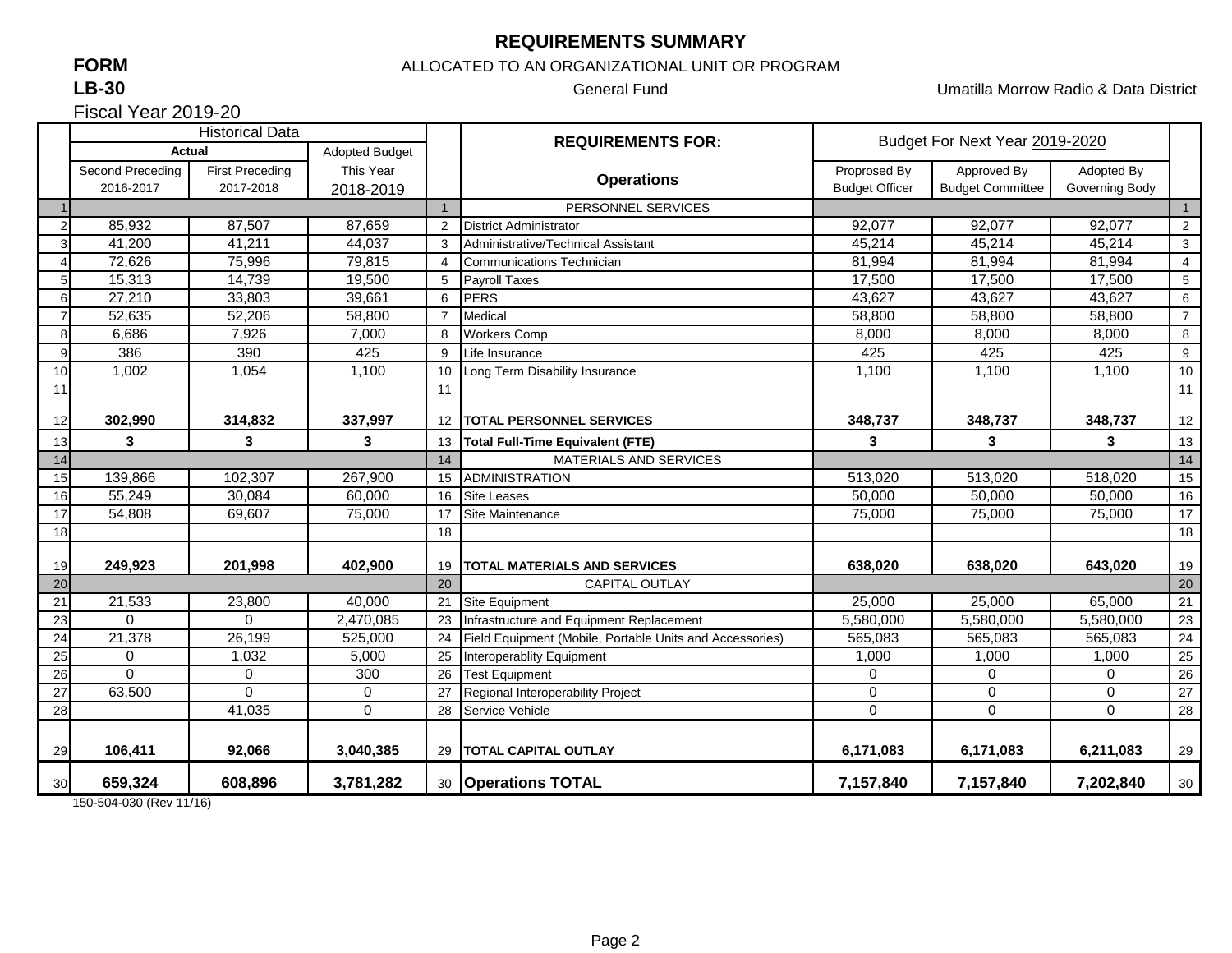# REQUIREMENTS SUMMARY

**FORM**
**LB-30**

ALLOCATED TO AN ORGANIZATIONAL UNIT OR PROGRAM

General Fund

Umatilla Morrow Radio & Data District

Fiscal Year 2019-20

| | Historical Data | | | | REQUIREMENTS FOR: | Budget For Next Year 2019-2020 | | | |
|---|---|---|---|---|---|---|---|---|---|
| | Actual | | Adopted Budget | | | | | | |
| | Second Preceding 2016-2017 | First Preceding 2017-2018 | This Year 2018-2019 | | Operations | Proprosed By Budget Officer | Approved By Budget Committee | Adopted By Governing Body | |
| 1 | | | | 1 | PERSONNEL SERVICES | | | | 1 |
| 2 | 85,932 | 87,507 | 87,659 | 2 | District Administrator | 92,077 | 92,077 | 92,077 | 2 |
| 3 | 41,200 | 41,211 | 44,037 | 3 | Administrative/Technical Assistant | 45,214 | 45,214 | 45,214 | 3 |
| 4 | 72,626 | 75,996 | 79,815 | 4 | Communications Technician | 81,994 | 81,994 | 81,994 | 4 |
| 5 | 15,313 | 14,739 | 19,500 | 5 | Payroll Taxes | 17,500 | 17,500 | 17,500 | 5 |
| 6 | 27,210 | 33,803 | 39,661 | 6 | PERS | 43,627 | 43,627 | 43,627 | 6 |
| 7 | 52,635 | 52,206 | 58,800 | 7 | Medical | 58,800 | 58,800 | 58,800 | 7 |
| 8 | 6,686 | 7,926 | 7,000 | 8 | Workers Comp | 8,000 | 8,000 | 8,000 | 8 |
| 9 | 386 | 390 | 425 | 9 | Life Insurance | 425 | 425 | 425 | 9 |
| 10 | 1,002 | 1,054 | 1,100 | 10 | Long Term Disability Insurance | 1,100 | 1,100 | 1,100 | 10 |
| 11 | | | | 11 | | | | | 11 |
| 12 | **302,990** | **314,832** | **337,997** | 12 | **TOTAL PERSONNEL SERVICES** | **348,737** | **348,737** | **348,737** | 12 |
| 13 | **3** | **3** | **3** | 13 | **Total Full-Time Equivalent (FTE)** | **3** | **3** | **3** | 13 |
| 14 | | | | 14 | MATERIALS AND SERVICES | | | | 14 |
| 15 | 139,866 | 102,307 | 267,900 | 15 | ADMINISTRATION | 513,020 | 513,020 | 518,020 | 15 |
| 16 | 55,249 | 30,084 | 60,000 | 16 | Site Leases | 50,000 | 50,000 | 50,000 | 16 |
| 17 | 54,808 | 69,607 | 75,000 | 17 | Site Maintenance | 75,000 | 75,000 | 75,000 | 17 |
| 18 | | | | 18 | | | | | 18 |
| 19 | **249,923** | **201,998** | **402,900** | 19 | **TOTAL MATERIALS AND SERVICES** | **638,020** | **638,020** | **643,020** | 19 |
| 20 | | | | 20 | CAPITAL OUTLAY | | | | 20 |
| 21 | 21,533 | 23,800 | 40,000 | 21 | Site Equipment | 25,000 | 25,000 | 65,000 | 21 |
| 23 | 0 | 0 | 2,470,085 | 23 | Infrastructure and Equipment Replacement | 5,580,000 | 5,580,000 | 5,580,000 | 23 |
| 24 | 21,378 | 26,199 | 525,000 | 24 | Field Equipment (Mobile, Portable Units and Accessories) | 565,083 | 565,083 | 565,083 | 24 |
| 25 | 0 | 1,032 | 5,000 | 25 | Interoperablity Equipment | 1,000 | 1,000 | 1,000 | 25 |
| 26 | 0 | 0 | 300 | 26 | Test Equipment | 0 | 0 | 0 | 26 |
| 27 | 63,500 | 0 | 0 | 27 | Regional Interoperability Project | 0 | 0 | 0 | 27 |
| 28 | | 41,035 | 0 | 28 | Service Vehicle | 0 | 0 | 0 | 28 |
| 29 | **106,411** | **92,066** | **3,040,385** | 29 | **TOTAL CAPITAL OUTLAY** | **6,171,083** | **6,171,083** | **6,211,083** | 29 |
| 30 | **659,324** | **608,896** | **3,781,282** | 30 | **Operations TOTAL** | **7,157,840** | **7,157,840** | **7,202,840** | 30 |

150-504-030 (Rev 11/16)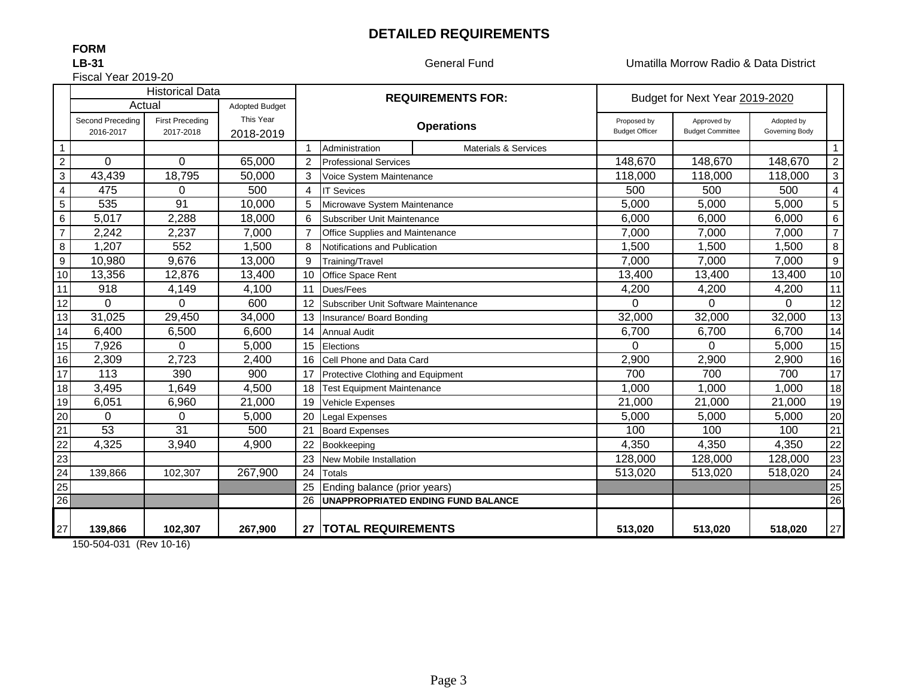# DETAILED REQUIREMENTS

**FORM**
**LB-31**

General Fund

Umatilla Morrow Radio & Data District

Fiscal Year 2019-20

| | Historical Data | | | | REQUIREMENTS FOR: | | Budget for Next Year 2019-2020 | | | |
|---|---|---|---|---|---|---|---|---|---|---|
| | Actual | | Adopted Budget | | | | | | | |
| | Second Preceding 2016-2017 | First Preceding 2017-2018 | This Year 2018-2019 | | Operations | | Proposed by Budget Officer | Approved by Budget Committee | Adopted by Governing Body | |
| 1 | | | | 1 | Administration | Materials & Services | | | | 1 |
| 2 | 0 | 0 | 65,000 | 2 | Professional Services | | 148,670 | 148,670 | 148,670 | 2 |
| 3 | 43,439 | 18,795 | 50,000 | 3 | Voice System Maintenance | | 118,000 | 118,000 | 118,000 | 3 |
| 4 | 475 | 0 | 500 | 4 | IT Sevices | | 500 | 500 | 500 | 4 |
| 5 | 535 | 91 | 10,000 | 5 | Microwave System Maintenance | | 5,000 | 5,000 | 5,000 | 5 |
| 6 | 5,017 | 2,288 | 18,000 | 6 | Subscriber Unit Maintenance | | 6,000 | 6,000 | 6,000 | 6 |
| 7 | 2,242 | 2,237 | 7,000 | 7 | Office Supplies and Maintenance | | 7,000 | 7,000 | 7,000 | 7 |
| 8 | 1,207 | 552 | 1,500 | 8 | Notifications and Publication | | 1,500 | 1,500 | 1,500 | 8 |
| 9 | 10,980 | 9,676 | 13,000 | 9 | Training/Travel | | 7,000 | 7,000 | 7,000 | 9 |
| 10 | 13,356 | 12,876 | 13,400 | 10 | Office Space Rent | | 13,400 | 13,400 | 13,400 | 10 |
| 11 | 918 | 4,149 | 4,100 | 11 | Dues/Fees | | 4,200 | 4,200 | 4,200 | 11 |
| 12 | 0 | 0 | 600 | 12 | Subscriber Unit Software Maintenance | | 0 | 0 | 0 | 12 |
| 13 | 31,025 | 29,450 | 34,000 | 13 | Insurance/ Board Bonding | | 32,000 | 32,000 | 32,000 | 13 |
| 14 | 6,400 | 6,500 | 6,600 | 14 | Annual Audit | | 6,700 | 6,700 | 6,700 | 14 |
| 15 | 7,926 | 0 | 5,000 | 15 | Elections | | 0 | 0 | 5,000 | 15 |
| 16 | 2,309 | 2,723 | 2,400 | 16 | Cell Phone and Data Card | | 2,900 | 2,900 | 2,900 | 16 |
| 17 | 113 | 390 | 900 | 17 | Protective Clothing and Equipment | | 700 | 700 | 700 | 17 |
| 18 | 3,495 | 1,649 | 4,500 | 18 | Test Equipment Maintenance | | 1,000 | 1,000 | 1,000 | 18 |
| 19 | 6,051 | 6,960 | 21,000 | 19 | Vehicle Expenses | | 21,000 | 21,000 | 21,000 | 19 |
| 20 | 0 | 0 | 5,000 | 20 | Legal Expenses | | 5,000 | 5,000 | 5,000 | 20 |
| 21 | 53 | 31 | 500 | 21 | Board Expenses | | 100 | 100 | 100 | 21 |
| 22 | 4,325 | 3,940 | 4,900 | 22 | Bookkeeping | | 4,350 | 4,350 | 4,350 | 22 |
| 23 | | | | 23 | New Mobile Installation | | 128,000 | 128,000 | 128,000 | 23 |
| 24 | 139,866 | 102,307 | 267,900 | 24 | Totals | | 513,020 | 513,020 | 518,020 | 24 |
| 25 | | | | 25 | Ending balance (prior years) | | | | | 25 |
| 26 | | | | 26 | **UNAPPROPRIATED ENDING FUND BALANCE** | | | | | 26 |
| 27 | **139,866** | **102,307** | **267,900** | **27** | **TOTAL REQUIREMENTS** | | **513,020** | **513,020** | **518,020** | 27 |

150-504-031 (Rev 10-16)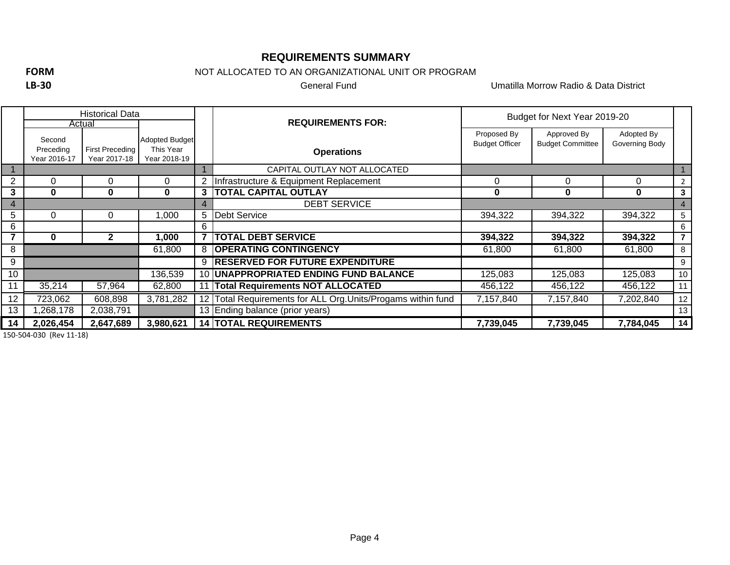# REQUIREMENTS SUMMARY

**FORM LB-30**

NOT ALLOCATED TO AN ORGANIZATIONAL UNIT OR PROGRAM

General Fund

Umatilla Morrow Radio & Data District

| | Historical Data | | | | REQUIREMENTS FOR: | Budget for Next Year 2019-20 | | | |
|---|---|---|---|---|---|---|---|---|---|
| | Actual | | | | | | | | |
| | Second Preceding Year 2016-17 | First Preceding Year 2017-18 | Adopted Budget This Year Year 2018-19 | | **Operations** | Proposed By Budget Officer | Approved By Budget Committee | Adopted By Governing Body | |
| 1 | | | | 1 | CAPITAL OUTLAY NOT ALLOCATED | | | | 1 |
| 2 | 0 | 0 | 0 | 2 | Infrastructure & Equipment Replacement | 0 | 0 | 0 | 2 |
| **3** | **0** | **0** | **0** | **3** | **TOTAL CAPITAL OUTLAY** | **0** | **0** | **0** | **3** |
| 4 | | | | 4 | DEBT SERVICE | | | | 4 |
| 5 | 0 | 0 | 1,000 | 5 | Debt Service | 394,322 | 394,322 | 394,322 | 5 |
| 6 | | | | 6 | | | | | 6 |
| **7** | **0** | **2** | **1,000** | **7** | **TOTAL DEBT SERVICE** | **394,322** | **394,322** | **394,322** | **7** |
| 8 | | | 61,800 | 8 | **OPERATING CONTINGENCY** | 61,800 | 61,800 | 61,800 | 8 |
| 9 | | | | 9 | **RESERVED FOR FUTURE EXPENDITURE** | | | | 9 |
| 10 | | | 136,539 | 10 | **UNAPPROPRIATED ENDING FUND BALANCE** | 125,083 | 125,083 | 125,083 | 10 |
| 11 | 35,214 | 57,964 | 62,800 | 11 | **Total Requirements NOT ALLOCATED** | 456,122 | 456,122 | 456,122 | 11 |
| 12 | 723,062 | 608,898 | 3,781,282 | 12 | Total Requirements for ALL Org.Units/Progams within fund | 7,157,840 | 7,157,840 | 7,202,840 | 12 |
| 13 | 1,268,178 | 2,038,791 | | 13 | Ending balance (prior years) | | | | 13 |
| **14** | **2,026,454** | **2,647,689** | **3,980,621** | **14** | **TOTAL REQUIREMENTS** | **7,739,045** | **7,739,045** | **7,784,045** | **14** |

150-504-030 (Rev 11-18)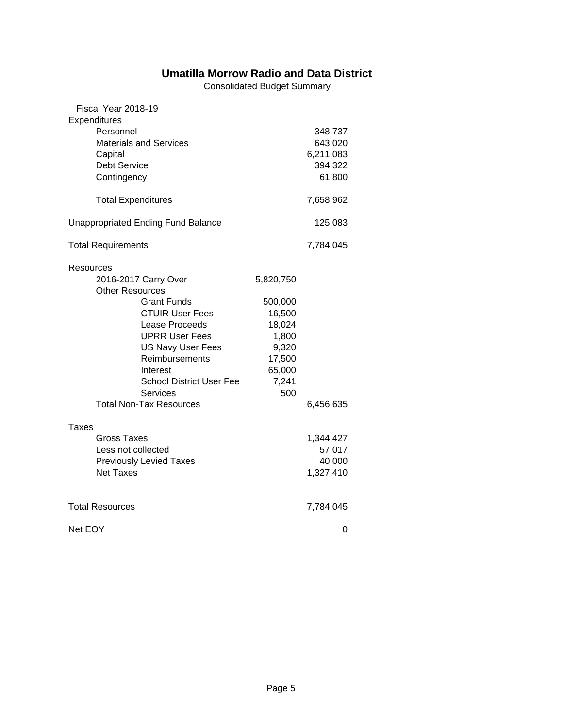# Umatilla Morrow Radio and Data District

Consolidated Budget Summary

| | | |
|---|---|---|
| Fiscal Year 2018-19 | | |
| Expenditures | | |
| Personnel | | 348,737 |
| Materials and Services | | 643,020 |
| Capital | | 6,211,083 |
| Debt Service | | 394,322 |
| Contingency | | 61,800 |
| Total Expenditures | | 7,658,962 |
| Unappropriated Ending Fund Balance | | 125,083 |
| Total Requirements | | 7,784,045 |
| Resources | | |
| 2016-2017 Carry Over | 5,820,750 | |
| Other Resources | | |
| Grant Funds | 500,000 | |
| CTUIR User Fees | 16,500 | |
| Lease Proceeds | 18,024 | |
| UPRR User Fees | 1,800 | |
| US Navy User Fees | 9,320 | |
| Reimbursements | 17,500 | |
| Interest | 65,000 | |
| School District User Fee | 7,241 | |
| Services | 500 | |
| Total Non-Tax Resources | | 6,456,635 |
| Taxes | | |
| Gross Taxes | | 1,344,427 |
| Less not collected | | 57,017 |
| Previously Levied Taxes | | 40,000 |
| Net Taxes | | 1,327,410 |
| Total Resources | | 7,784,045 |
| Net EOY | | 0 |